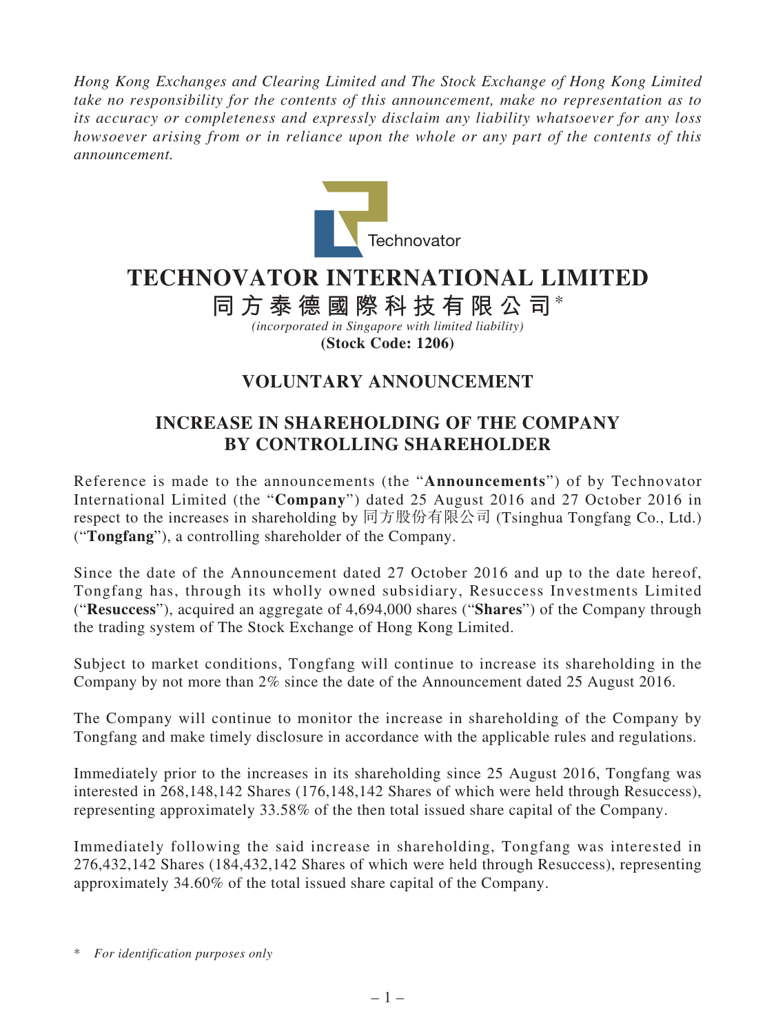*Hong Kong Exchanges and Clearing Limited and The Stock Exchange of Hong Kong Limited take no responsibility for the contents of this announcement, make no representation as to its accuracy or completeness and expressly disclaim any liability whatsoever for any loss howsoever arising from or in reliance upon the whole or any part of the contents of this announcement.*

Technovator

# TECHNOVATOR INTERNATIONAL LIMITED

# 同方泰德國際科技有限公司*

*(incorporated in Singapore with limited liability)*

**(Stock Code: 1206)**

## VOLUNTARY ANNOUNCEMENT

## INCREASE IN SHAREHOLDING OF THE COMPANY BY CONTROLLING SHAREHOLDER

Reference is made to the announcements (the "**Announcements**") of by Technovator International Limited (the "**Company**") dated 25 August 2016 and 27 October 2016 in respect to the increases in shareholding by 同方股份有限公司 (Tsinghua Tongfang Co., Ltd.) ("**Tongfang**"), a controlling shareholder of the Company.

Since the date of the Announcement dated 27 October 2016 and up to the date hereof, Tongfang has, through its wholly owned subsidiary, Resuccess Investments Limited ("**Resuccess**"), acquired an aggregate of 4,694,000 shares ("**Shares**") of the Company through the trading system of The Stock Exchange of Hong Kong Limited.

Subject to market conditions, Tongfang will continue to increase its shareholding in the Company by not more than 2% since the date of the Announcement dated 25 August 2016.

The Company will continue to monitor the increase in shareholding of the Company by Tongfang and make timely disclosure in accordance with the applicable rules and regulations.

Immediately prior to the increases in its shareholding since 25 August 2016, Tongfang was interested in 268,148,142 Shares (176,148,142 Shares of which were held through Resuccess), representing approximately 33.58% of the then total issued share capital of the Company.

Immediately following the said increase in shareholding, Tongfang was interested in 276,432,142 Shares (184,432,142 Shares of which were held through Resuccess), representing approximately 34.60% of the total issued share capital of the Company.

\* *For identification purposes only*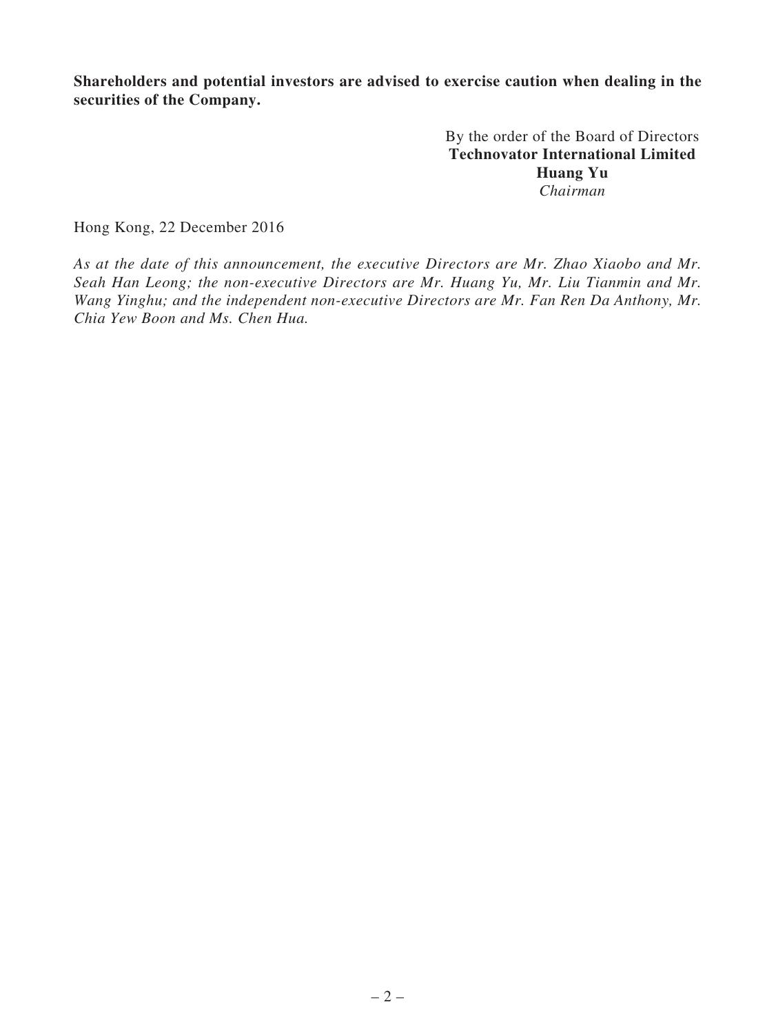**Shareholders and potential investors are advised to exercise caution when dealing in the securities of the Company.**

By the order of the Board of Directors
**Technovator International Limited**
**Huang Yu**
*Chairman*

Hong Kong, 22 December 2016

*As at the date of this announcement, the executive Directors are Mr. Zhao Xiaobo and Mr. Seah Han Leong; the non-executive Directors are Mr. Huang Yu, Mr. Liu Tianmin and Mr. Wang Yinghu; and the independent non-executive Directors are Mr. Fan Ren Da Anthony, Mr. Chia Yew Boon and Ms. Chen Hua.*